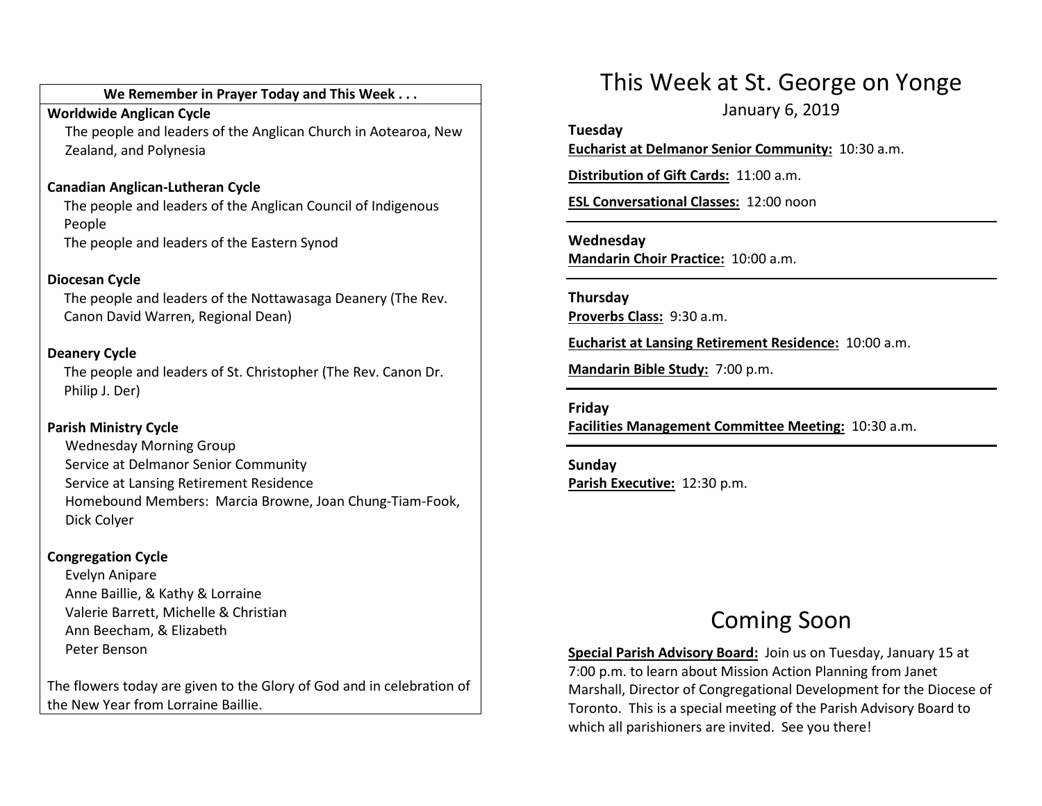## We Remember in Prayer Today and This Week . . .

**Worldwide Anglican Cycle**

The people and leaders of the Anglican Church in Aotearoa, New Zealand, and Polynesia

**Canadian Anglican-Lutheran Cycle**

The people and leaders of the Anglican Council of Indigenous People

The people and leaders of the Eastern Synod

**Diocesan Cycle**

The people and leaders of the Nottawasaga Deanery (The Rev. Canon David Warren, Regional Dean)

**Deanery Cycle**

The people and leaders of St. Christopher (The Rev. Canon Dr. Philip J. Der)

**Parish Ministry Cycle**

Wednesday Morning Group
Service at Delmanor Senior Community
Service at Lansing Retirement Residence
Homebound Members: Marcia Browne, Joan Chung-Tiam-Fook, Dick Colyer

**Congregation Cycle**

Evelyn Anipare
Anne Baillie, & Kathy & Lorraine
Valerie Barrett, Michelle & Christian
Ann Beecham, & Elizabeth
Peter Benson

The flowers today are given to the Glory of God and in celebration of the New Year from Lorraine Baillie.

# This Week at St. George on Yonge

January 6, 2019

**Tuesday**

**Eucharist at Delmanor Senior Community:** 10:30 a.m.

**Distribution of Gift Cards:** 11:00 a.m.

**ESL Conversational Classes:** 12:00 noon

---

**Wednesday**

**Mandarin Choir Practice:** 10:00 a.m.

---

**Thursday**

**Proverbs Class:** 9:30 a.m.

**Eucharist at Lansing Retirement Residence:** 10:00 a.m.

**Mandarin Bible Study:** 7:00 p.m.

---

**Friday**

**Facilities Management Committee Meeting:** 10:30 a.m.

---

**Sunday**

**Parish Executive:** 12:30 p.m.

# Coming Soon

**Special Parish Advisory Board:** Join us on Tuesday, January 15 at 7:00 p.m. to learn about Mission Action Planning from Janet Marshall, Director of Congregational Development for the Diocese of Toronto. This is a special meeting of the Parish Advisory Board to which all parishioners are invited. See you there!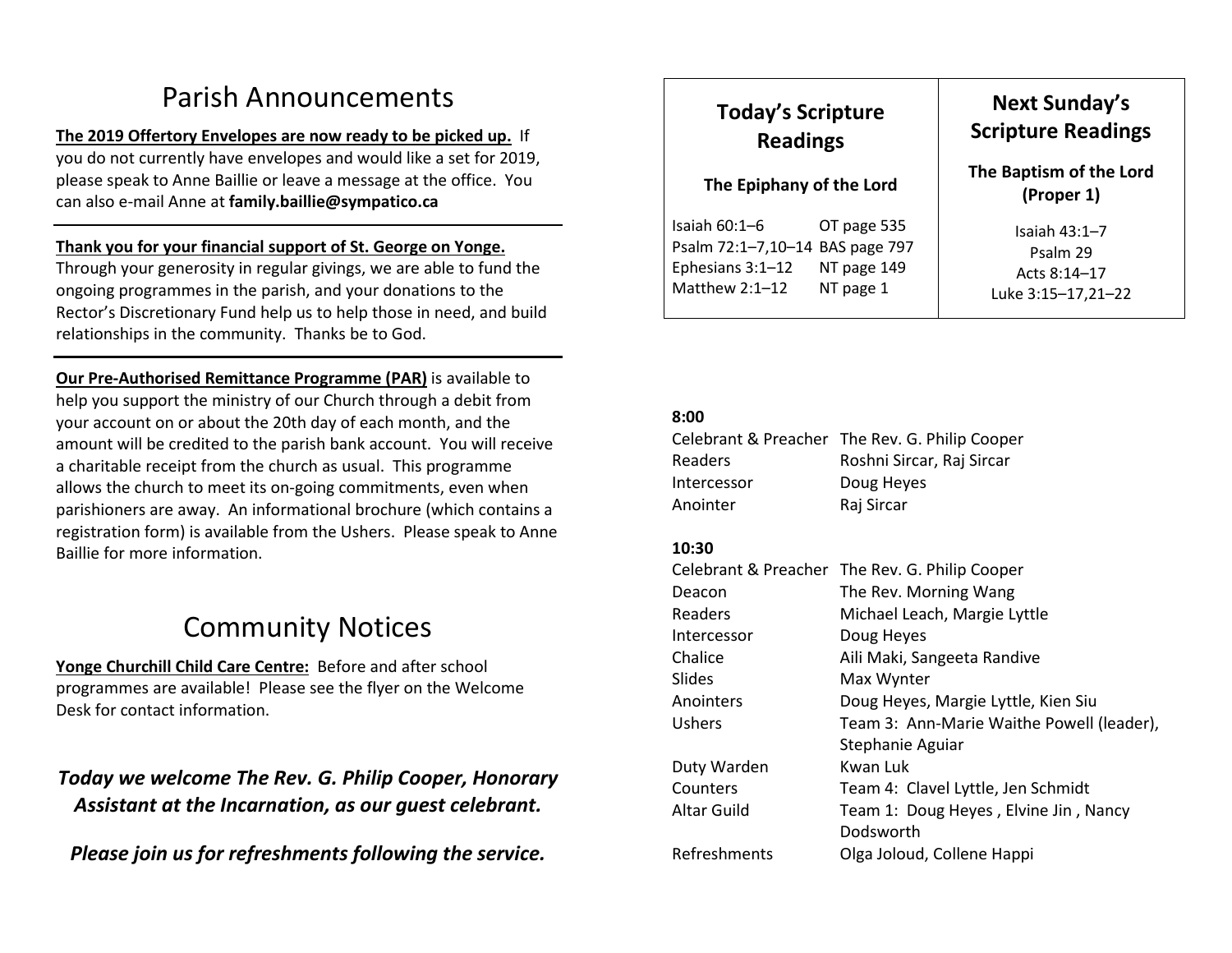# Parish Announcements

**The 2019 Offertory Envelopes are now ready to be picked up.** If you do not currently have envelopes and would like a set for 2019, please speak to Anne Baillie or leave a message at the office. You can also e-mail Anne at **family.baillie@sympatico.ca**

---

**Thank you for your financial support of St. George on Yonge.** Through your generosity in regular givings, we are able to fund the ongoing programmes in the parish, and your donations to the Rector's Discretionary Fund help us to help those in need, and build relationships in the community. Thanks be to God.

---

**Our Pre-Authorised Remittance Programme (PAR)** is available to help you support the ministry of our Church through a debit from your account on or about the 20th day of each month, and the amount will be credited to the parish bank account. You will receive a charitable receipt from the church as usual. This programme allows the church to meet its on-going commitments, even when parishioners are away. An informational brochure (which contains a registration form) is available from the Ushers. Please speak to Anne Baillie for more information.

# Community Notices

**Yonge Churchill Child Care Centre:** Before and after school programmes are available! Please see the flyer on the Welcome Desk for contact information.

***Today we welcome The Rev. G. Philip Cooper, Honorary Assistant at the Incarnation, as our guest celebrant.***

***Please join us for refreshments following the service.***

## Today's Scripture Readings

### The Epiphany of the Lord

| | |
|---|---|
| Isaiah 60:1–6 | OT page 535 |
| Psalm 72:1–7,10–14 | BAS page 797 |
| Ephesians 3:1–12 | NT page 149 |
| Matthew 2:1–12 | NT page 1 |

## Next Sunday's Scripture Readings

### The Baptism of the Lord (Proper 1)

Isaiah 43:1–7
Psalm 29
Acts 8:14–17
Luke 3:15–17,21–22

**8:00**

| | |
|---|---|
| Celebrant & Preacher | The Rev. G. Philip Cooper |
| Readers | Roshni Sircar, Raj Sircar |
| Intercessor | Doug Heyes |
| Anointer | Raj Sircar |

**10:30**

| | |
|---|---|
| Celebrant & Preacher | The Rev. G. Philip Cooper |
| Deacon | The Rev. Morning Wang |
| Readers | Michael Leach, Margie Lyttle |
| Intercessor | Doug Heyes |
| Chalice | Aili Maki, Sangeeta Randive |
| Slides | Max Wynter |
| Anointers | Doug Heyes, Margie Lyttle, Kien Siu |
| Ushers | Team 3: Ann-Marie Waithe Powell (leader), Stephanie Aguiar |
| Duty Warden | Kwan Luk |
| Counters | Team 4: Clavel Lyttle, Jen Schmidt |
| Altar Guild | Team 1: Doug Heyes , Elvine Jin , Nancy Dodsworth |
| Refreshments | Olga Joloud, Collene Happi |